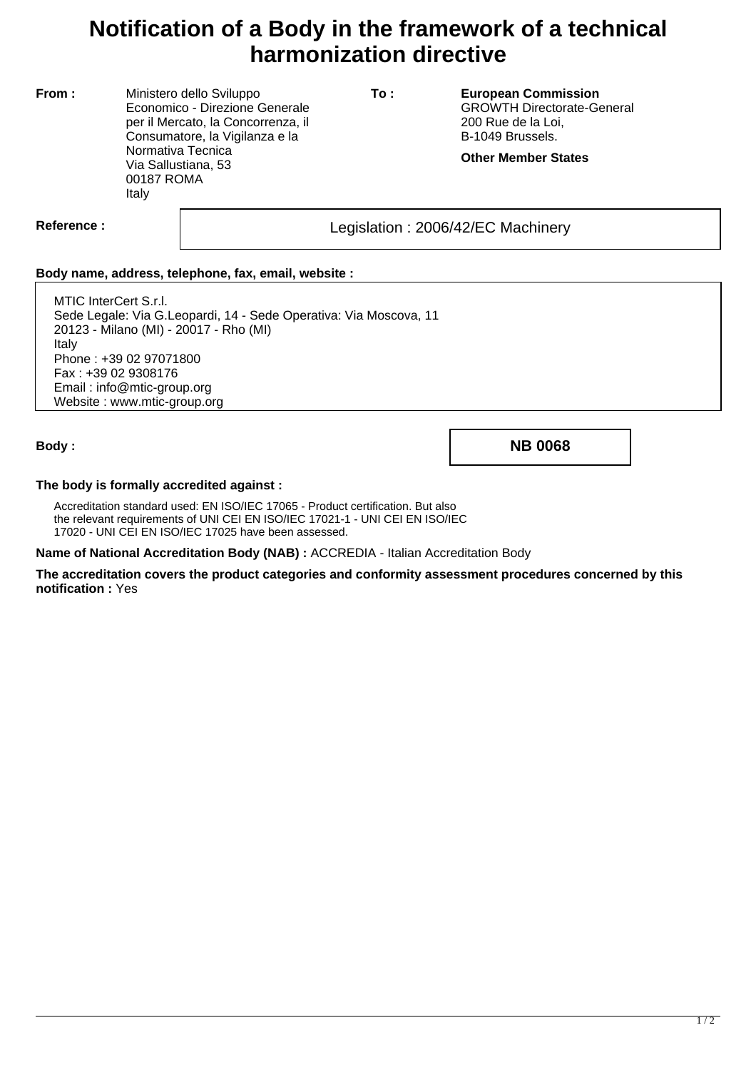# Notification of a Body in the framework of a technical harmonization directive

**From :**

Ministero dello Sviluppo Economico - Direzione Generale per il Mercato, la Concorrenza, il Consumatore, la Vigilanza e la Normativa Tecnica
Via Sallustiana, 53
00187 ROMA
Italy

**To :**

**European Commission**
GROWTH Directorate-General
200 Rue de la Loi,
B-1049 Brussels.

**Other Member States**

**Reference :** Legislation : 2006/42/EC Machinery

**Body name, address, telephone, fax, email, website :**

MTIC InterCert S.r.l.
Sede Legale: Via G.Leopardi, 14 - Sede Operativa: Via Moscova, 11
20123 - Milano (MI) - 20017 - Rho (MI)
Italy
Phone : +39 02 97071800
Fax : +39 02 9308176
Email : info@mtic-group.org
Website : www.mtic-group.org

**Body :** **NB 0068**

**The body is formally accredited against :**

Accreditation standard used: EN ISO/IEC 17065 - Product certification. But also the relevant requirements of UNI CEI EN ISO/IEC 17021-1 - UNI CEI EN ISO/IEC 17020 - UNI CEI EN ISO/IEC 17025 have been assessed.

**Name of National Accreditation Body (NAB) :** ACCREDIA - Italian Accreditation Body

**The accreditation covers the product categories and conformity assessment procedures concerned by this notification :** Yes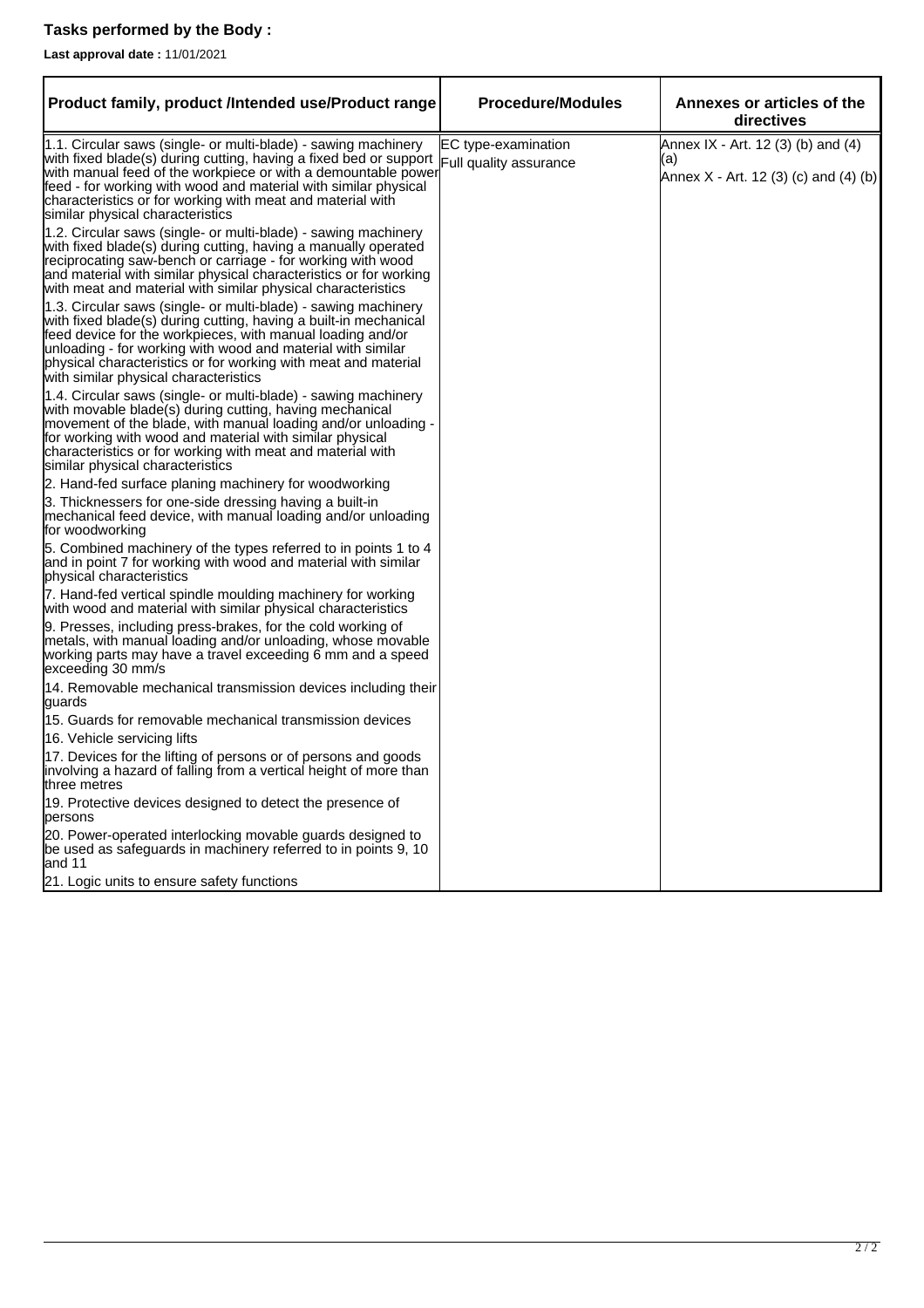**Tasks performed by the Body :**

**Last approval date :** 11/01/2021

| Product family, product /Intended use/Product range | Procedure/Modules | Annexes or articles of the directives |
|---|---|---|
| 1.1. Circular saws (single- or multi-blade) - sawing machinery with fixed blade(s) during cutting, having a fixed bed or support with manual feed of the workpiece or with a demountable power feed - for working with wood and material with similar physical characteristics or for working with meat and material with similar physical characteristics<br>1.2. Circular saws (single- or multi-blade) - sawing machinery with fixed blade(s) during cutting, having a manually operated reciprocating saw-bench or carriage - for working with wood and material with similar physical characteristics or for working with meat and material with similar physical characteristics<br>1.3. Circular saws (single- or multi-blade) - sawing machinery with fixed blade(s) during cutting, having a built-in mechanical feed device for the workpieces, with manual loading and/or unloading - for working with wood and material with similar physical characteristics or for working with meat and material with similar physical characteristics<br>1.4. Circular saws (single- or multi-blade) - sawing machinery with movable blade(s) during cutting, having mechanical movement of the blade, with manual loading and/or unloading - for working with wood and material with similar physical characteristics or for working with meat and material with similar physical characteristics<br>2. Hand-fed surface planing machinery for woodworking<br>3. Thicknessers for one-side dressing having a built-in mechanical feed device, with manual loading and/or unloading for woodworking<br>5. Combined machinery of the types referred to in points 1 to 4 and in point 7 for working with wood and material with similar physical characteristics<br>7. Hand-fed vertical spindle moulding machinery for working with wood and material with similar physical characteristics<br>9. Presses, including press-brakes, for the cold working of metals, with manual loading and/or unloading, whose movable working parts may have a travel exceeding 6 mm and a speed exceeding 30 mm/s<br>14. Removable mechanical transmission devices including their guards<br>15. Guards for removable mechanical transmission devices<br>16. Vehicle servicing lifts<br>17. Devices for the lifting of persons or of persons and goods involving a hazard of falling from a vertical height of more than three metres<br>19. Protective devices designed to detect the presence of persons<br>20. Power-operated interlocking movable guards designed to be used as safeguards in machinery referred to in points 9, 10 and 11<br>21. Logic units to ensure safety functions | EC type-examination<br>Full quality assurance | Annex IX - Art. 12 (3) (b) and (4) (a)<br>Annex X - Art. 12 (3) (c) and (4) (b) |